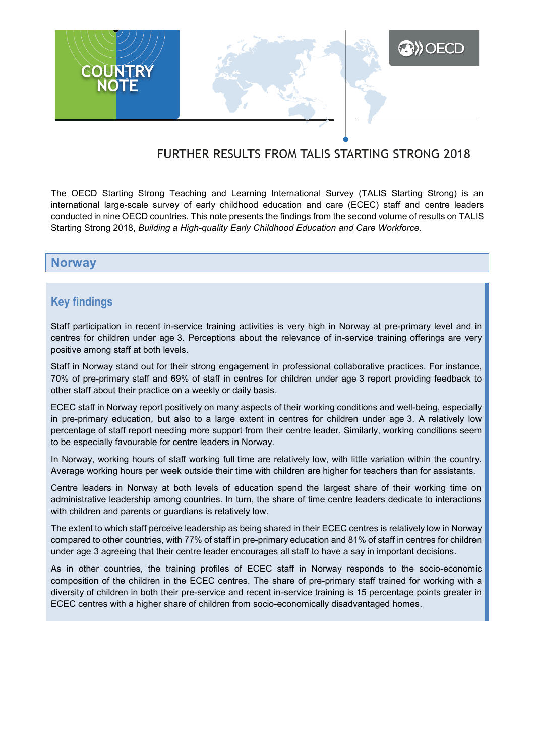COUNTRY NOTE

# FURTHER RESULTS FROM TALIS STARTING STRONG 2018

The OECD Starting Strong Teaching and Learning International Survey (TALIS Starting Strong) is an international large-scale survey of early childhood education and care (ECEC) staff and centre leaders conducted in nine OECD countries. This note presents the findings from the second volume of results on TALIS Starting Strong 2018, *Building a High-quality Early Childhood Education and Care Workforce*.

## Norway

### Key findings

Staff participation in recent in-service training activities is very high in Norway at pre-primary level and in centres for children under age 3. Perceptions about the relevance of in-service training offerings are very positive among staff at both levels.

Staff in Norway stand out for their strong engagement in professional collaborative practices. For instance, 70% of pre-primary staff and 69% of staff in centres for children under age 3 report providing feedback to other staff about their practice on a weekly or daily basis.

ECEC staff in Norway report positively on many aspects of their working conditions and well-being, especially in pre-primary education, but also to a large extent in centres for children under age 3. A relatively low percentage of staff report needing more support from their centre leader. Similarly, working conditions seem to be especially favourable for centre leaders in Norway.

In Norway, working hours of staff working full time are relatively low, with little variation within the country. Average working hours per week outside their time with children are higher for teachers than for assistants.

Centre leaders in Norway at both levels of education spend the largest share of their working time on administrative leadership among countries. In turn, the share of time centre leaders dedicate to interactions with children and parents or guardians is relatively low.

The extent to which staff perceive leadership as being shared in their ECEC centres is relatively low in Norway compared to other countries, with 77% of staff in pre-primary education and 81% of staff in centres for children under age 3 agreeing that their centre leader encourages all staff to have a say in important decisions.

As in other countries, the training profiles of ECEC staff in Norway responds to the socio-economic composition of the children in the ECEC centres. The share of pre-primary staff trained for working with a diversity of children in both their pre-service and recent in-service training is 15 percentage points greater in ECEC centres with a higher share of children from socio-economically disadvantaged homes.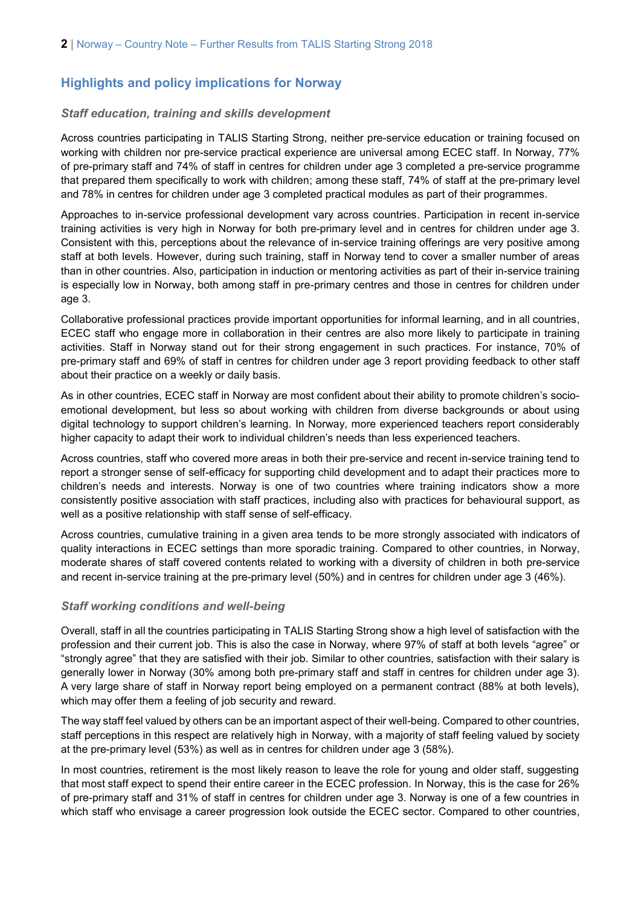## Highlights and policy implications for Norway

### *Staff education, training and skills development*

Across countries participating in TALIS Starting Strong, neither pre-service education or training focused on working with children nor pre-service practical experience are universal among ECEC staff. In Norway, 77% of pre-primary staff and 74% of staff in centres for children under age 3 completed a pre-service programme that prepared them specifically to work with children; among these staff, 74% of staff at the pre-primary level and 78% in centres for children under age 3 completed practical modules as part of their programmes.

Approaches to in-service professional development vary across countries. Participation in recent in-service training activities is very high in Norway for both pre-primary level and in centres for children under age 3. Consistent with this, perceptions about the relevance of in-service training offerings are very positive among staff at both levels. However, during such training, staff in Norway tend to cover a smaller number of areas than in other countries. Also, participation in induction or mentoring activities as part of their in-service training is especially low in Norway, both among staff in pre-primary centres and those in centres for children under age 3.

Collaborative professional practices provide important opportunities for informal learning, and in all countries, ECEC staff who engage more in collaboration in their centres are also more likely to participate in training activities. Staff in Norway stand out for their strong engagement in such practices. For instance, 70% of pre-primary staff and 69% of staff in centres for children under age 3 report providing feedback to other staff about their practice on a weekly or daily basis.

As in other countries, ECEC staff in Norway are most confident about their ability to promote children's socio-emotional development, but less so about working with children from diverse backgrounds or about using digital technology to support children's learning. In Norway, more experienced teachers report considerably higher capacity to adapt their work to individual children's needs than less experienced teachers.

Across countries, staff who covered more areas in both their pre-service and recent in-service training tend to report a stronger sense of self-efficacy for supporting child development and to adapt their practices more to children's needs and interests. Norway is one of two countries where training indicators show a more consistently positive association with staff practices, including also with practices for behavioural support, as well as a positive relationship with staff sense of self-efficacy.

Across countries, cumulative training in a given area tends to be more strongly associated with indicators of quality interactions in ECEC settings than more sporadic training. Compared to other countries, in Norway, moderate shares of staff covered contents related to working with a diversity of children in both pre-service and recent in-service training at the pre-primary level (50%) and in centres for children under age 3 (46%).

### *Staff working conditions and well-being*

Overall, staff in all the countries participating in TALIS Starting Strong show a high level of satisfaction with the profession and their current job. This is also the case in Norway, where 97% of staff at both levels "agree" or "strongly agree" that they are satisfied with their job. Similar to other countries, satisfaction with their salary is generally lower in Norway (30% among both pre-primary staff and staff in centres for children under age 3). A very large share of staff in Norway report being employed on a permanent contract (88% at both levels), which may offer them a feeling of job security and reward.

The way staff feel valued by others can be an important aspect of their well-being. Compared to other countries, staff perceptions in this respect are relatively high in Norway, with a majority of staff feeling valued by society at the pre-primary level (53%) as well as in centres for children under age 3 (58%).

In most countries, retirement is the most likely reason to leave the role for young and older staff, suggesting that most staff expect to spend their entire career in the ECEC profession. In Norway, this is the case for 26% of pre-primary staff and 31% of staff in centres for children under age 3. Norway is one of a few countries in which staff who envisage a career progression look outside the ECEC sector. Compared to other countries,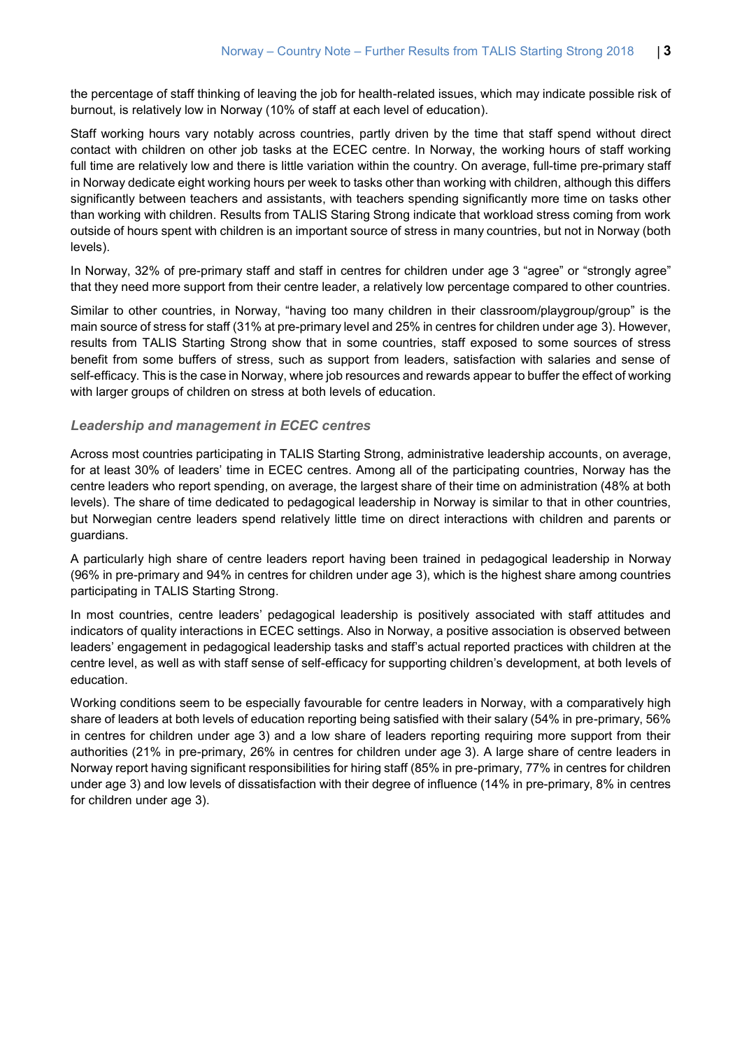the percentage of staff thinking of leaving the job for health-related issues, which may indicate possible risk of burnout, is relatively low in Norway (10% of staff at each level of education).

Staff working hours vary notably across countries, partly driven by the time that staff spend without direct contact with children on other job tasks at the ECEC centre. In Norway, the working hours of staff working full time are relatively low and there is little variation within the country. On average, full-time pre-primary staff in Norway dedicate eight working hours per week to tasks other than working with children, although this differs significantly between teachers and assistants, with teachers spending significantly more time on tasks other than working with children. Results from TALIS Staring Strong indicate that workload stress coming from work outside of hours spent with children is an important source of stress in many countries, but not in Norway (both levels).

In Norway, 32% of pre-primary staff and staff in centres for children under age 3 "agree" or "strongly agree" that they need more support from their centre leader, a relatively low percentage compared to other countries.

Similar to other countries, in Norway, "having too many children in their classroom/playgroup/group" is the main source of stress for staff (31% at pre-primary level and 25% in centres for children under age 3). However, results from TALIS Starting Strong show that in some countries, staff exposed to some sources of stress benefit from some buffers of stress, such as support from leaders, satisfaction with salaries and sense of self-efficacy. This is the case in Norway, where job resources and rewards appear to buffer the effect of working with larger groups of children on stress at both levels of education.

### *Leadership and management in ECEC centres*

Across most countries participating in TALIS Starting Strong, administrative leadership accounts, on average, for at least 30% of leaders' time in ECEC centres. Among all of the participating countries, Norway has the centre leaders who report spending, on average, the largest share of their time on administration (48% at both levels). The share of time dedicated to pedagogical leadership in Norway is similar to that in other countries, but Norwegian centre leaders spend relatively little time on direct interactions with children and parents or guardians.

A particularly high share of centre leaders report having been trained in pedagogical leadership in Norway (96% in pre-primary and 94% in centres for children under age 3), which is the highest share among countries participating in TALIS Starting Strong.

In most countries, centre leaders' pedagogical leadership is positively associated with staff attitudes and indicators of quality interactions in ECEC settings. Also in Norway, a positive association is observed between leaders' engagement in pedagogical leadership tasks and staff's actual reported practices with children at the centre level, as well as with staff sense of self-efficacy for supporting children's development, at both levels of education.

Working conditions seem to be especially favourable for centre leaders in Norway, with a comparatively high share of leaders at both levels of education reporting being satisfied with their salary (54% in pre-primary, 56% in centres for children under age 3) and a low share of leaders reporting requiring more support from their authorities (21% in pre-primary, 26% in centres for children under age 3). A large share of centre leaders in Norway report having significant responsibilities for hiring staff (85% in pre-primary, 77% in centres for children under age 3) and low levels of dissatisfaction with their degree of influence (14% in pre-primary, 8% in centres for children under age 3).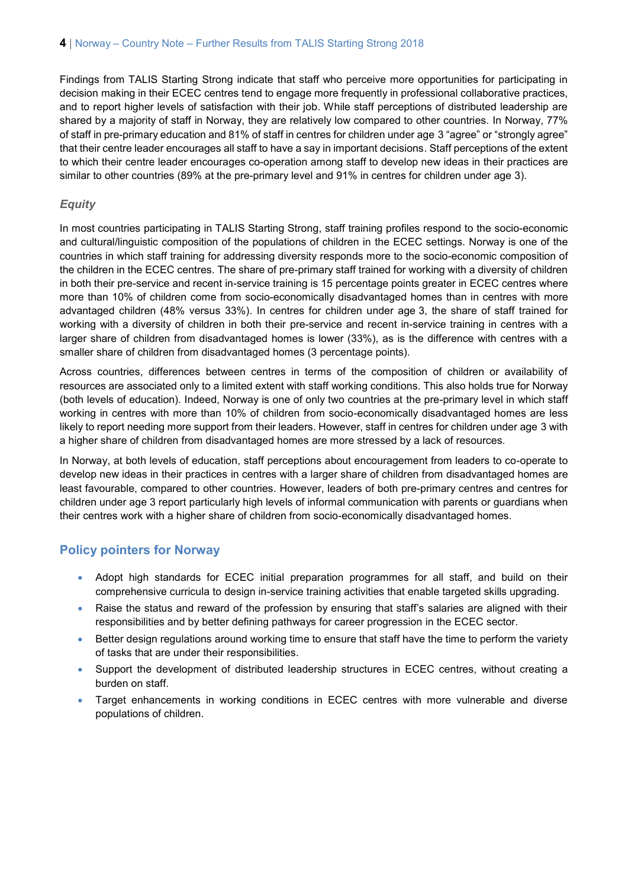Findings from TALIS Starting Strong indicate that staff who perceive more opportunities for participating in decision making in their ECEC centres tend to engage more frequently in professional collaborative practices, and to report higher levels of satisfaction with their job. While staff perceptions of distributed leadership are shared by a majority of staff in Norway, they are relatively low compared to other countries. In Norway, 77% of staff in pre-primary education and 81% of staff in centres for children under age 3 "agree" or "strongly agree" that their centre leader encourages all staff to have a say in important decisions. Staff perceptions of the extent to which their centre leader encourages co-operation among staff to develop new ideas in their practices are similar to other countries (89% at the pre-primary level and 91% in centres for children under age 3).

### *Equity*

In most countries participating in TALIS Starting Strong, staff training profiles respond to the socio-economic and cultural/linguistic composition of the populations of children in the ECEC settings. Norway is one of the countries in which staff training for addressing diversity responds more to the socio-economic composition of the children in the ECEC centres. The share of pre-primary staff trained for working with a diversity of children in both their pre-service and recent in-service training is 15 percentage points greater in ECEC centres where more than 10% of children come from socio-economically disadvantaged homes than in centres with more advantaged children (48% versus 33%). In centres for children under age 3, the share of staff trained for working with a diversity of children in both their pre-service and recent in-service training in centres with a larger share of children from disadvantaged homes is lower (33%), as is the difference with centres with a smaller share of children from disadvantaged homes (3 percentage points).

Across countries, differences between centres in terms of the composition of children or availability of resources are associated only to a limited extent with staff working conditions. This also holds true for Norway (both levels of education). Indeed, Norway is one of only two countries at the pre-primary level in which staff working in centres with more than 10% of children from socio-economically disadvantaged homes are less likely to report needing more support from their leaders. However, staff in centres for children under age 3 with a higher share of children from disadvantaged homes are more stressed by a lack of resources.

In Norway, at both levels of education, staff perceptions about encouragement from leaders to co-operate to develop new ideas in their practices in centres with a larger share of children from disadvantaged homes are least favourable, compared to other countries. However, leaders of both pre-primary centres and centres for children under age 3 report particularly high levels of informal communication with parents or guardians when their centres work with a higher share of children from socio-economically disadvantaged homes.

## Policy pointers for Norway

- Adopt high standards for ECEC initial preparation programmes for all staff, and build on their comprehensive curricula to design in-service training activities that enable targeted skills upgrading.
- Raise the status and reward of the profession by ensuring that staff's salaries are aligned with their responsibilities and by better defining pathways for career progression in the ECEC sector.
- Better design regulations around working time to ensure that staff have the time to perform the variety of tasks that are under their responsibilities.
- Support the development of distributed leadership structures in ECEC centres, without creating a burden on staff.
- Target enhancements in working conditions in ECEC centres with more vulnerable and diverse populations of children.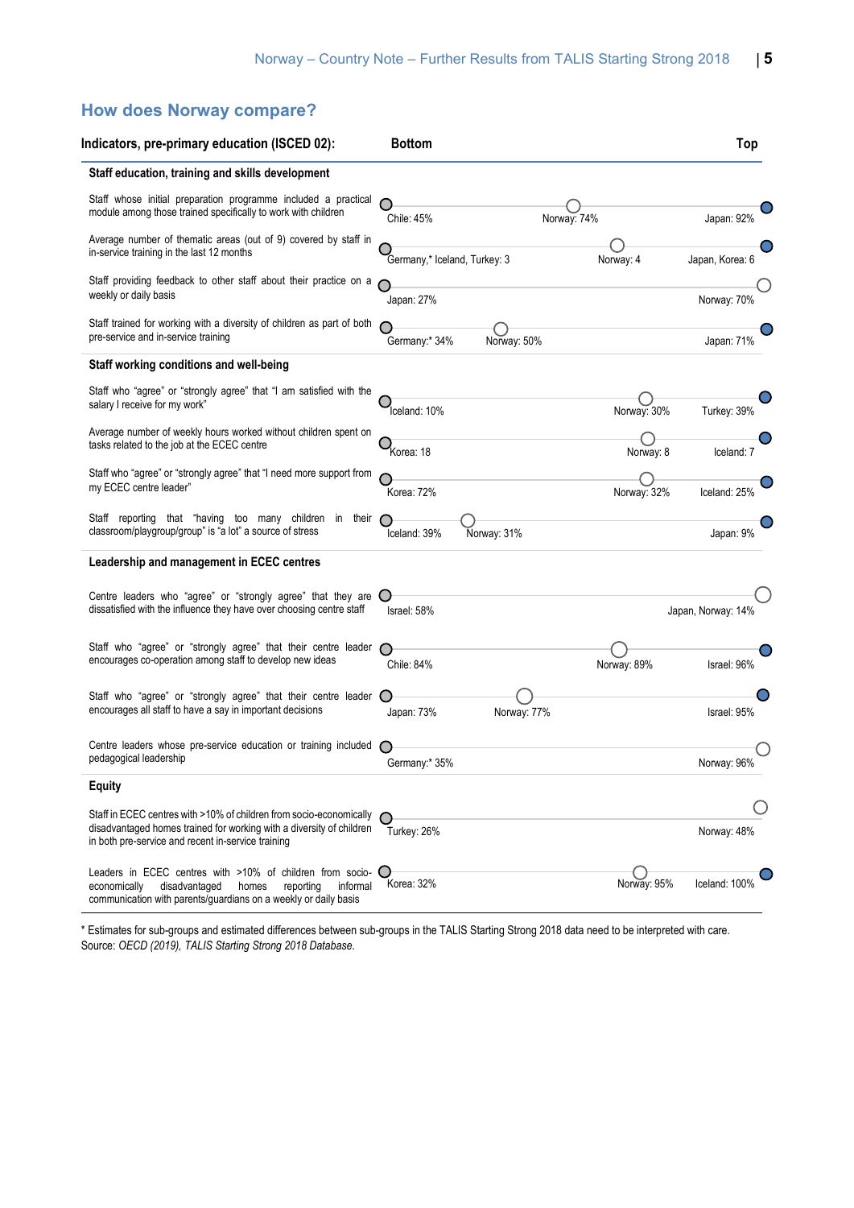## How does Norway compare?

| Indicators, pre-primary education (ISCED 02): | Bottom | Norway | Top |
|---|---|---|---|
| **Staff education, training and skills development** | | | |
| Staff whose initial preparation programme included a practical module among those trained specifically to work with children | Chile: 45% | Norway: 74% | Japan: 92% |
| Average number of thematic areas (out of 9) covered by staff in in-service training in the last 12 months | Germany,* Iceland, Turkey: 3 | Norway: 4 | Japan, Korea: 6 |
| Staff providing feedback to other staff about their practice on a weekly or daily basis | Japan: 27% | | Norway: 70% |
| Staff trained for working with a diversity of children as part of both pre-service and in-service training | Germany:* 34% | Norway: 50% | Japan: 71% |
| **Staff working conditions and well-being** | | | |
| Staff who "agree" or "strongly agree" that "I am satisfied with the salary I receive for my work" | Iceland: 10% | Norway: 30% | Turkey: 39% |
| Average number of weekly hours worked without children spent on tasks related to the job at the ECEC centre | Korea: 18 | Norway: 8 | Iceland: 7 |
| Staff who "agree" or "strongly agree" that "I need more support from my ECEC centre leader" | Korea: 72% | Norway: 32% | Iceland: 25% |
| Staff reporting that "having too many children in their classroom/playgroup/group" is "a lot" a source of stress | Iceland: 39% | Norway: 31% | Japan: 9% |
| **Leadership and management in ECEC centres** | | | |
| Centre leaders who "agree" or "strongly agree" that they are dissatisfied with the influence they have over choosing centre staff | Israel: 58% | | Japan, Norway: 14% |
| Staff who "agree" or "strongly agree" that their centre leader encourages co-operation among staff to develop new ideas | Chile: 84% | Norway: 89% | Israel: 96% |
| Staff who "agree" or "strongly agree" that their centre leader encourages all staff to have a say in important decisions | Japan: 73% | Norway: 77% | Israel: 95% |
| Centre leaders whose pre-service education or training included pedagogical leadership | Germany:* 35% | | Norway: 96% |
| **Equity** | | | |
| Staff in ECEC centres with >10% of children from socio-economically disadvantaged homes trained for working with a diversity of children in both pre-service and recent in-service training | Turkey: 26% | | Norway: 48% |
| Leaders in ECEC centres with >10% of children from socio-economically disadvantaged homes reporting informal communication with parents/guardians on a weekly or daily basis | Korea: 32% | Norway: 95% | Iceland: 100% |

* Estimates for sub-groups and estimated differences between sub-groups in the TALIS Starting Strong 2018 data need to be interpreted with care.
Source: *OECD (2019), TALIS Starting Strong 2018 Database.*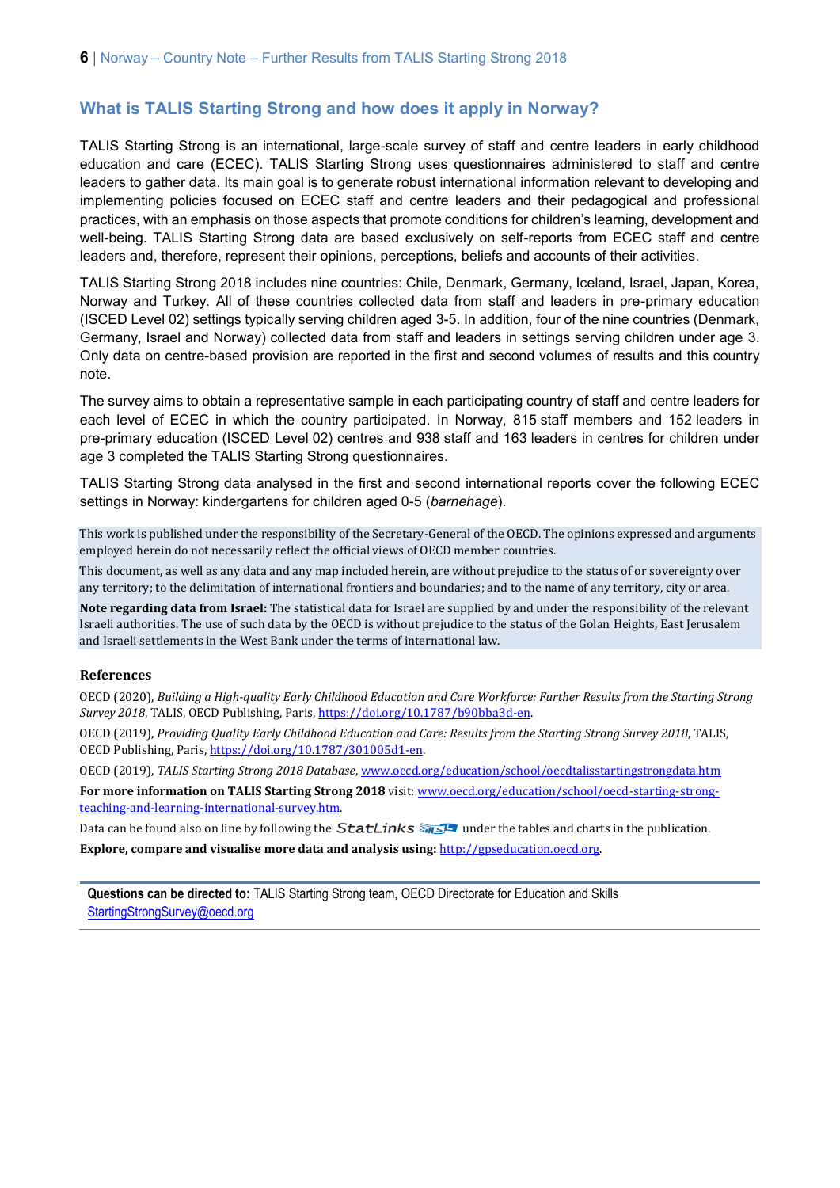## What is TALIS Starting Strong and how does it apply in Norway?

TALIS Starting Strong is an international, large-scale survey of staff and centre leaders in early childhood education and care (ECEC). TALIS Starting Strong uses questionnaires administered to staff and centre leaders to gather data. Its main goal is to generate robust international information relevant to developing and implementing policies focused on ECEC staff and centre leaders and their pedagogical and professional practices, with an emphasis on those aspects that promote conditions for children's learning, development and well-being. TALIS Starting Strong data are based exclusively on self-reports from ECEC staff and centre leaders and, therefore, represent their opinions, perceptions, beliefs and accounts of their activities.

TALIS Starting Strong 2018 includes nine countries: Chile, Denmark, Germany, Iceland, Israel, Japan, Korea, Norway and Turkey. All of these countries collected data from staff and leaders in pre-primary education (ISCED Level 02) settings typically serving children aged 3-5. In addition, four of the nine countries (Denmark, Germany, Israel and Norway) collected data from staff and leaders in settings serving children under age 3. Only data on centre-based provision are reported in the first and second volumes of results and this country note.

The survey aims to obtain a representative sample in each participating country of staff and centre leaders for each level of ECEC in which the country participated. In Norway, 815 staff members and 152 leaders in pre-primary education (ISCED Level 02) centres and 938 staff and 163 leaders in centres for children under age 3 completed the TALIS Starting Strong questionnaires.

TALIS Starting Strong data analysed in the first and second international reports cover the following ECEC settings in Norway: kindergartens for children aged 0-5 (*barnehage*).

This work is published under the responsibility of the Secretary-General of the OECD. The opinions expressed and arguments employed herein do not necessarily reflect the official views of OECD member countries.

This document, as well as any data and any map included herein, are without prejudice to the status of or sovereignty over any territory; to the delimitation of international frontiers and boundaries; and to the name of any territory, city or area.

**Note regarding data from Israel:** The statistical data for Israel are supplied by and under the responsibility of the relevant Israeli authorities. The use of such data by the OECD is without prejudice to the status of the Golan Heights, East Jerusalem and Israeli settlements in the West Bank under the terms of international law.

**References**

OECD (2020), *Building a High-quality Early Childhood Education and Care Workforce: Further Results from the Starting Strong Survey 2018*, TALIS, OECD Publishing, Paris, https://doi.org/10.1787/b90bba3d-en.

OECD (2019), *Providing Quality Early Childhood Education and Care: Results from the Starting Strong Survey 2018*, TALIS, OECD Publishing, Paris, https://doi.org/10.1787/301005d1-en.

OECD (2019), *TALIS Starting Strong 2018 Database*, www.oecd.org/education/school/oecdtalisstartingstrongdata.htm

**For more information on TALIS Starting Strong 2018** visit: www.oecd.org/education/school/oecd-starting-strong-teaching-and-learning-international-survey.htm.

Data can be found also on line by following the StatLinks under the tables and charts in the publication.

**Explore, compare and visualise more data and analysis using:** http://gpseducation.oecd.org.

**Questions can be directed to:** TALIS Starting Strong team, OECD Directorate for Education and Skills StartingStrongSurvey@oecd.org